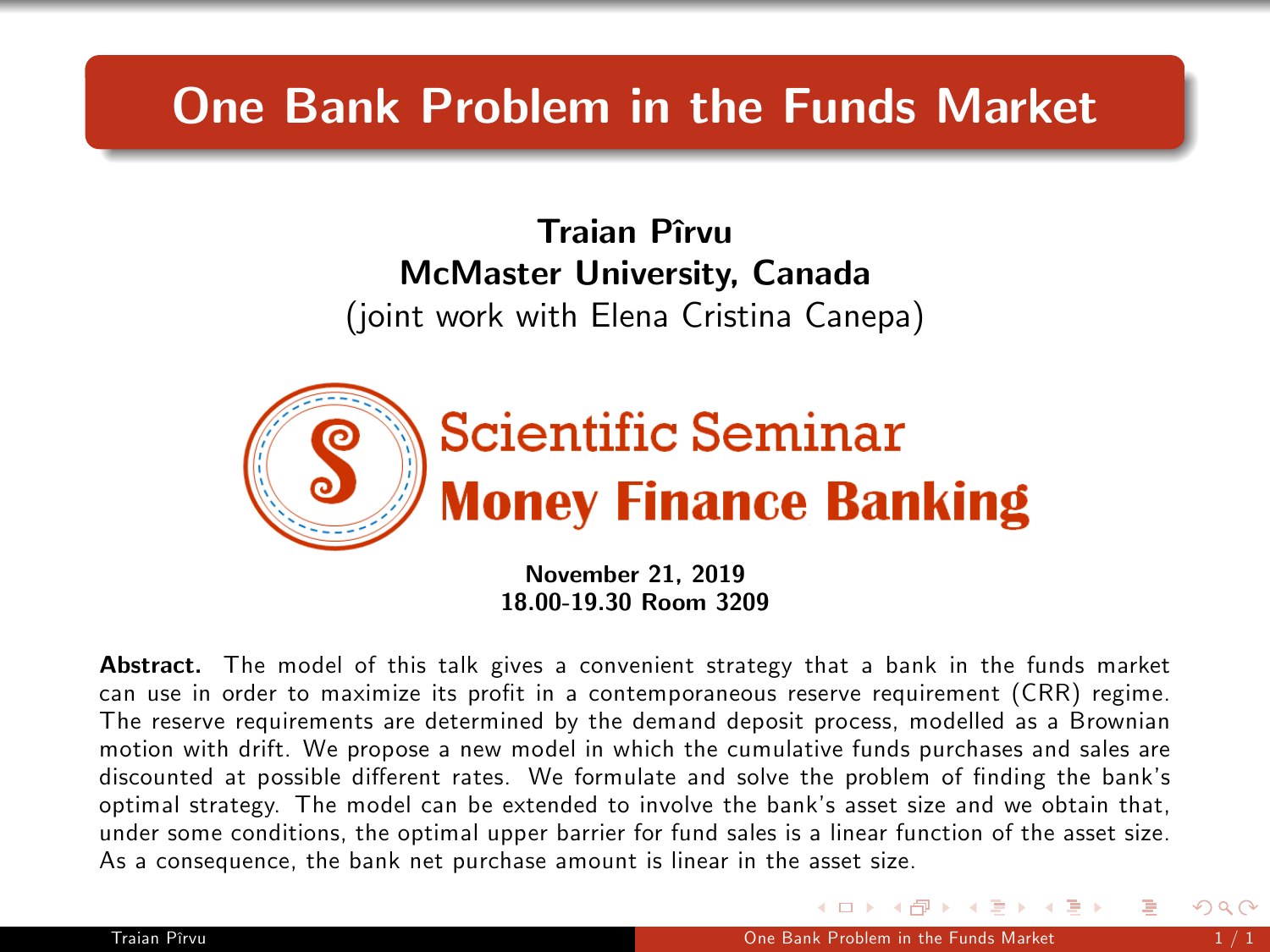# One Bank Problem in the Funds Market

**Traian Pîrvu**
**McMaster University, Canada**
(joint work with Elena Cristina Canepa)

Scientific Seminar
**Money Finance Banking**

**November 21, 2019**
**18.00-19.30 Room 3209**

**Abstract.** The model of this talk gives a convenient strategy that a bank in the funds market can use in order to maximize its profit in a contemporaneous reserve requirement (CRR) regime. The reserve requirements are determined by the demand deposit process, modelled as a Brownian motion with drift. We propose a new model in which the cumulative funds purchases and sales are discounted at possible different rates. We formulate and solve the problem of finding the bank's optimal strategy. The model can be extended to involve the bank's asset size and we obtain that, under some conditions, the optimal upper barrier for fund sales is a linear function of the asset size. As a consequence, the bank net purchase amount is linear in the asset size.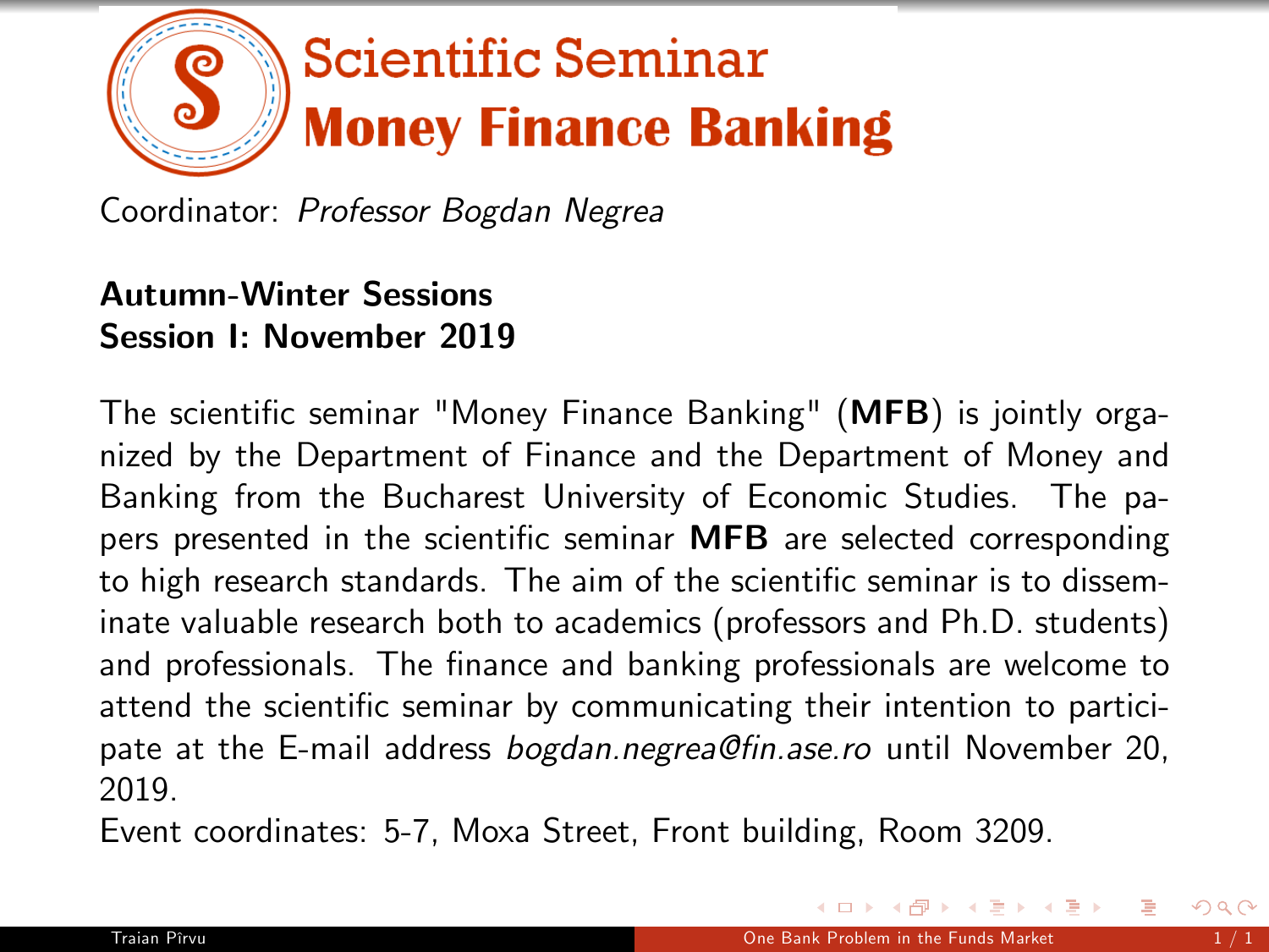# Scientific Seminar
# Money Finance Banking

Coordinator: *Professor Bogdan Negrea*

**Autumn-Winter Sessions**
**Session I: November 2019**

The scientific seminar "Money Finance Banking" (**MFB**) is jointly organized by the Department of Finance and the Department of Money and Banking from the Bucharest University of Economic Studies. The papers presented in the scientific seminar **MFB** are selected corresponding to high research standards. The aim of the scientific seminar is to disseminate valuable research both to academics (professors and Ph.D. students) and professionals. The finance and banking professionals are welcome to attend the scientific seminar by communicating their intention to participate at the E-mail address *bogdan.negrea@fin.ase.ro* until November 20, 2019.
Event coordinates: 5-7, Moxa Street, Front building, Room 3209.